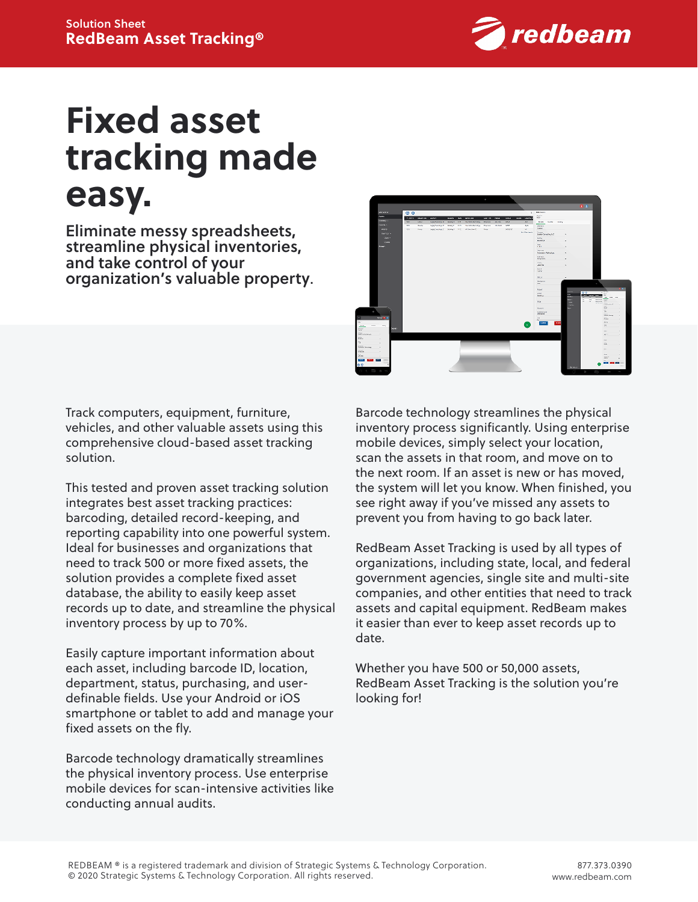Solution Sheet
**RedBeam Asset Tracking®**

# Fixed asset tracking made easy.

## Eliminate messy spreadsheets, streamline physical inventories, and take control of your organization's valuable property.

Track computers, equipment, furniture, vehicles, and other valuable assets using this comprehensive cloud-based asset tracking solution.

This tested and proven asset tracking solution integrates best asset tracking practices: barcoding, detailed record-keeping, and reporting capability into one powerful system. Ideal for businesses and organizations that need to track 500 or more fixed assets, the solution provides a complete fixed asset database, the ability to easily keep asset records up to date, and streamline the physical inventory process by up to 70%.

Easily capture important information about each asset, including barcode ID, location, department, status, purchasing, and user-definable fields. Use your Android or iOS smartphone or tablet to add and manage your fixed assets on the fly.

Barcode technology dramatically streamlines the physical inventory process. Use enterprise mobile devices for scan-intensive activities like conducting annual audits.

Barcode technology streamlines the physical inventory process significantly. Using enterprise mobile devices, simply select your location, scan the assets in that room, and move on to the next room. If an asset is new or has moved, the system will let you know. When finished, you see right away if you've missed any assets to prevent you from having to go back later.

RedBeam Asset Tracking is used by all types of organizations, including state, local, and federal government agencies, single site and multi-site companies, and other entities that need to track assets and capital equipment. RedBeam makes it easier than ever to keep asset records up to date.

Whether you have 500 or 50,000 assets, RedBeam Asset Tracking is the solution you're looking for!

REDBEAM ® is a registered trademark and division of Strategic Systems & Technology Corporation.
© 2020 Strategic Systems & Technology Corporation. All rights reserved.

877.373.0390
www.redbeam.com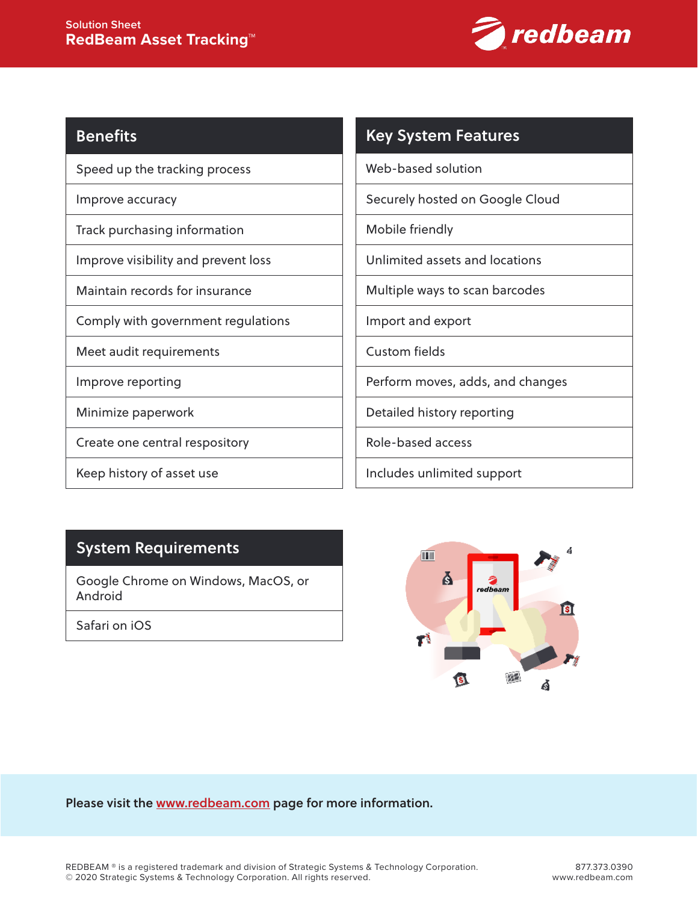Solution Sheet

# RedBeam Asset Tracking™

| Benefits |
| --- |
| Speed up the tracking process |
| Improve accuracy |
| Track purchasing information |
| Improve visibility and prevent loss |
| Maintain records for insurance |
| Comply with government regulations |
| Meet audit requirements |
| Improve reporting |
| Minimize paperwork |
| Create one central respository |
| Keep history of asset use |

| Key System Features |
| --- |
| Web-based solution |
| Securely hosted on Google Cloud |
| Mobile friendly |
| Unlimited assets and locations |
| Multiple ways to scan barcodes |
| Import and export |
| Custom fields |
| Perform moves, adds, and changes |
| Detailed history reporting |
| Role-based access |
| Includes unlimited support |

| System Requirements |
| --- |
| Google Chrome on Windows, MacOS, or Android |
| Safari on iOS |

**Please visit the [www.redbeam.com](http://www.redbeam.com) page for more information.**

REDBEAM ® is a registered trademark and division of Strategic Systems & Technology Corporation.
© 2020 Strategic Systems & Technology Corporation. All rights reserved.

877.373.0390
www.redbeam.com